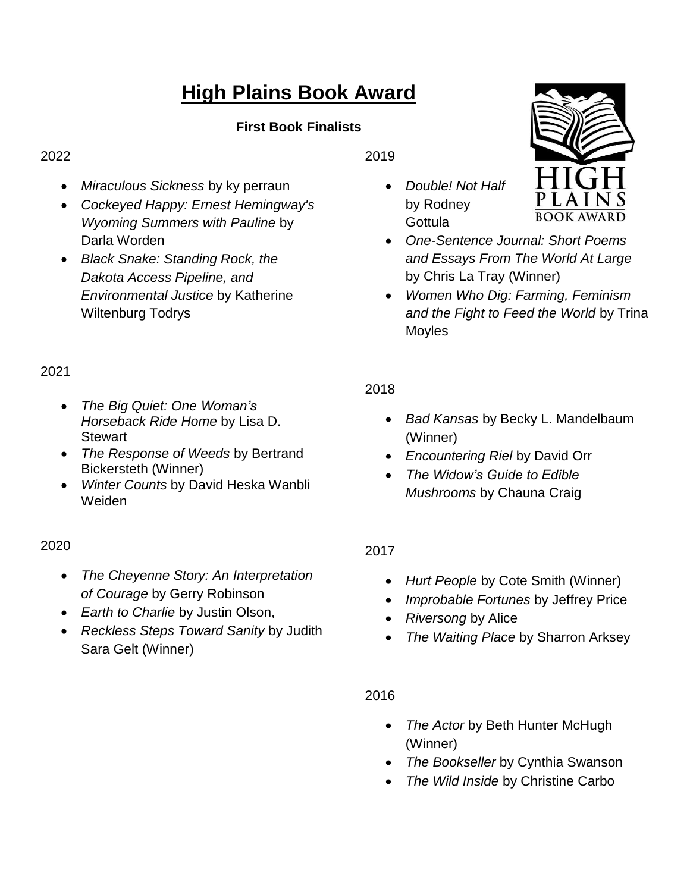# High Plains Book Award

**First Book Finalists**

2022

- *Miraculous Sickness* by ky perraun
- *Cockeyed Happy: Ernest Hemingway's Wyoming Summers with Pauline* by Darla Worden
- *Black Snake: Standing Rock, the Dakota Access Pipeline, and Environmental Justice* by Katherine Wiltenburg Todrys

2021

- *The Big Quiet: One Woman's Horseback Ride Home* by Lisa D. Stewart
- *The Response of Weeds* by Bertrand Bickersteth (Winner)
- *Winter Counts* by David Heska Wanbli Weiden

2020

- *The Cheyenne Story: An Interpretation of Courage* by Gerry Robinson
- *Earth to Charlie* by Justin Olson,
- *Reckless Steps Toward Sanity* by Judith Sara Gelt (Winner)

2019

- *Double! Not Half* by Rodney Gottula
- *One-Sentence Journal: Short Poems and Essays From The World At Large* by Chris La Tray (Winner)
- *Women Who Dig: Farming, Feminism and the Fight to Feed the World* by Trina Moyles

2018

- *Bad Kansas* by Becky L. Mandelbaum (Winner)
- *Encountering Riel* by David Orr
- *The Widow's Guide to Edible Mushrooms* by Chauna Craig

2017

- *Hurt People* by Cote Smith (Winner)
- *Improbable Fortunes* by Jeffrey Price
- *Riversong* by Alice
- *The Waiting Place* by Sharron Arksey

2016

- *The Actor* by Beth Hunter McHugh (Winner)
- *The Bookseller* by Cynthia Swanson
- *The Wild Inside* by Christine Carbo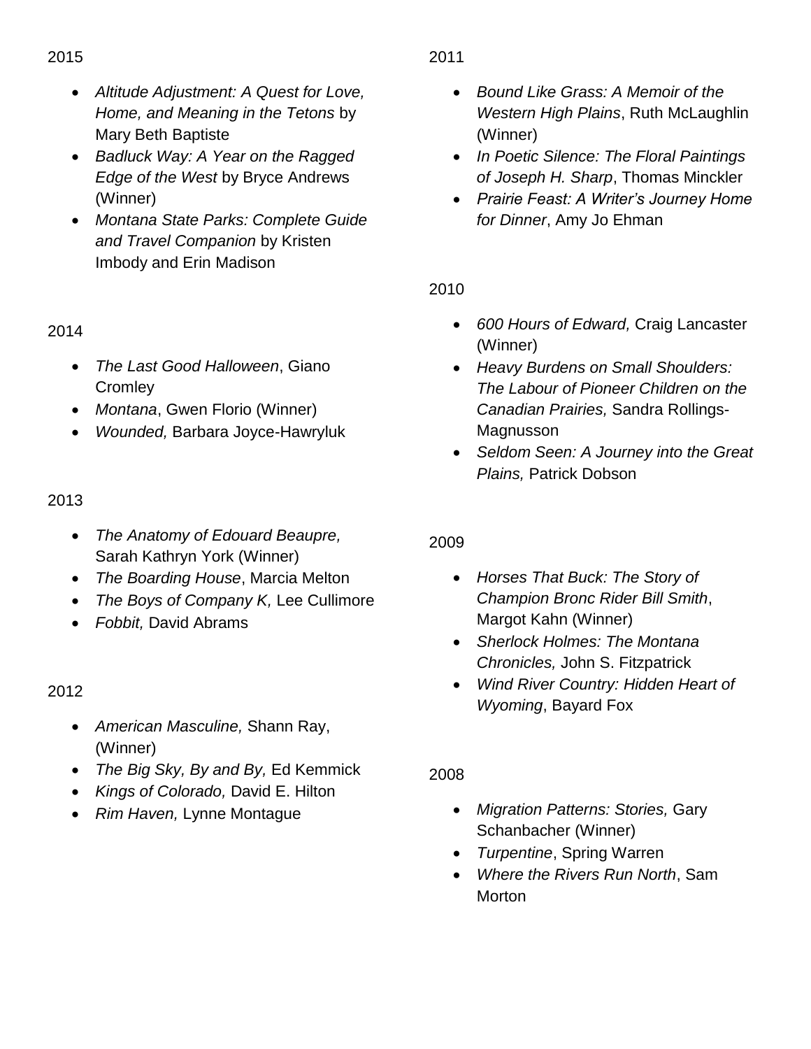2015

- *Altitude Adjustment: A Quest for Love, Home, and Meaning in the Tetons* by Mary Beth Baptiste
- *Badluck Way: A Year on the Ragged Edge of the West* by Bryce Andrews (Winner)
- *Montana State Parks: Complete Guide and Travel Companion* by Kristen Imbody and Erin Madison

2014

- *The Last Good Halloween*, Giano Cromley
- *Montana*, Gwen Florio (Winner)
- *Wounded,* Barbara Joyce-Hawryluk

2013

- *The Anatomy of Edouard Beaupre,* Sarah Kathryn York (Winner)
- *The Boarding House*, Marcia Melton
- *The Boys of Company K,* Lee Cullimore
- *Fobbit,* David Abrams

2012

- *American Masculine,* Shann Ray, (Winner)
- *The Big Sky, By and By,* Ed Kemmick
- *Kings of Colorado,* David E. Hilton
- *Rim Haven,* Lynne Montague

2011

- *Bound Like Grass: A Memoir of the Western High Plains*, Ruth McLaughlin (Winner)
- *In Poetic Silence: The Floral Paintings of Joseph H. Sharp*, Thomas Minckler
- *Prairie Feast: A Writer's Journey Home for Dinner*, Amy Jo Ehman

2010

- *600 Hours of Edward,* Craig Lancaster (Winner)
- *Heavy Burdens on Small Shoulders: The Labour of Pioneer Children on the Canadian Prairies,* Sandra Rollings-Magnusson
- *Seldom Seen: A Journey into the Great Plains,* Patrick Dobson

2009

- *Horses That Buck: The Story of Champion Bronc Rider Bill Smith*, Margot Kahn (Winner)
- *Sherlock Holmes: The Montana Chronicles,* John S. Fitzpatrick
- *Wind River Country: Hidden Heart of Wyoming*, Bayard Fox

2008

- *Migration Patterns: Stories,* Gary Schanbacher (Winner)
- *Turpentine*, Spring Warren
- *Where the Rivers Run North*, Sam Morton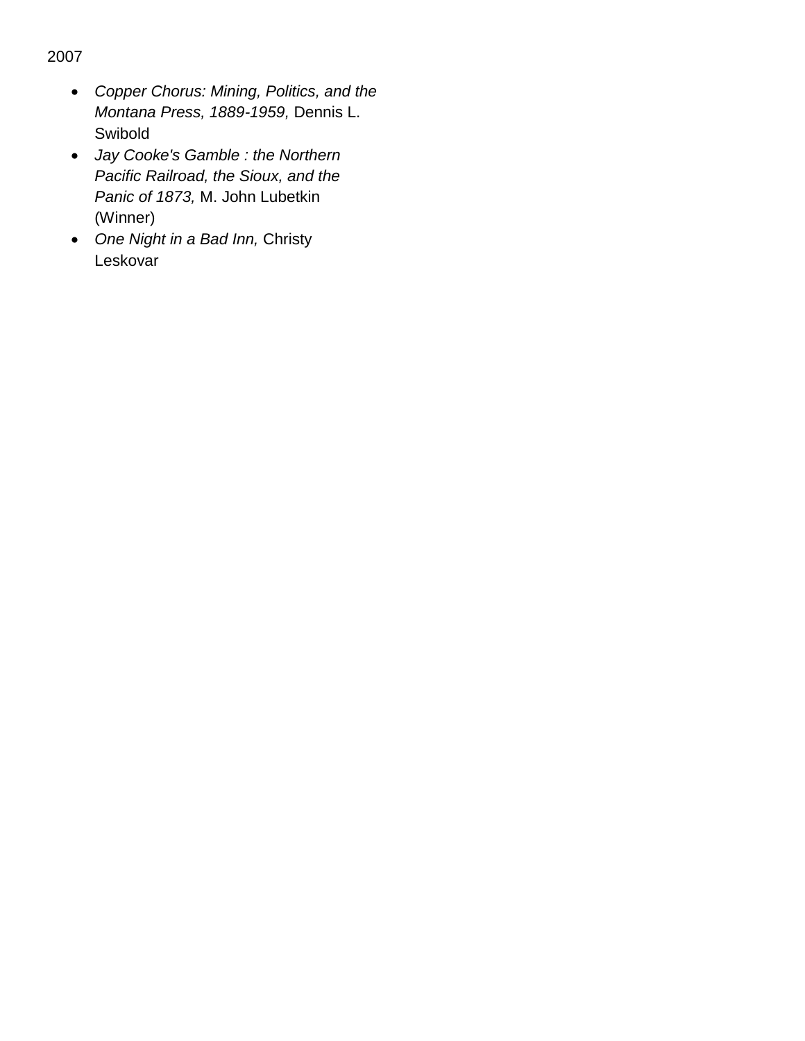2007

- *Copper Chorus: Mining, Politics, and the Montana Press, 1889-1959,* Dennis L. Swibold
- *Jay Cooke's Gamble : the Northern Pacific Railroad, the Sioux, and the Panic of 1873,* M. John Lubetkin (Winner)
- *One Night in a Bad Inn,* Christy Leskovar